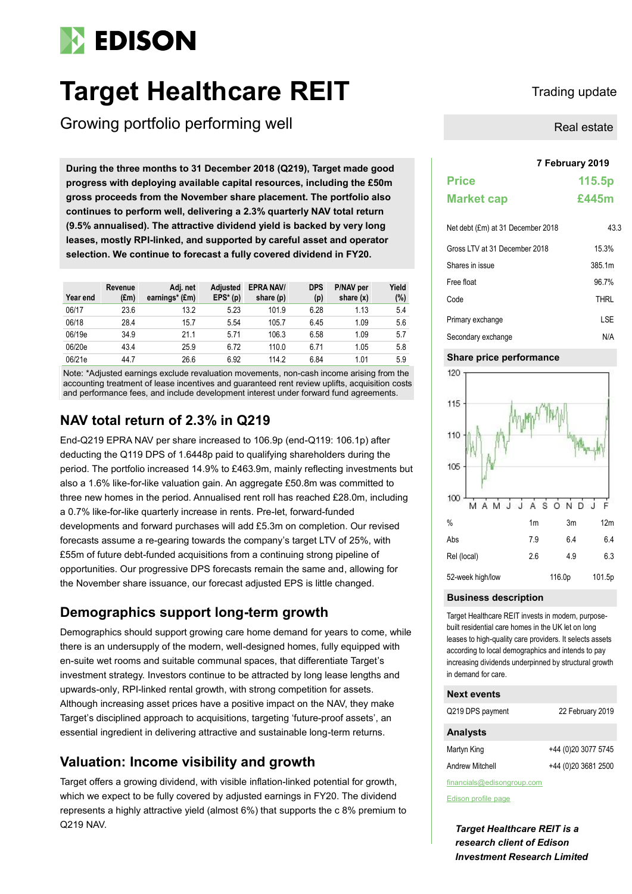# EDISON

# Target Healthcare REIT

## Growing portfolio performing well

Trading update

Real estate

**During the three months to 31 December 2018 (Q219), Target made good progress with deploying available capital resources, including the £50m gross proceeds from the November share placement. The portfolio also continues to perform well, delivering a 2.3% quarterly NAV total return (9.5% annualised). The attractive dividend yield is backed by very long leases, mostly RPI-linked, and supported by careful asset and operator selection. We continue to forecast a fully covered dividend in FY20.**

| Year end | Revenue (£m) | Adj. net earnings* (£m) | Adjusted EPS* (p) | EPRA NAV/ share (p) | DPS (p) | P/NAV per share (x) | Yield (%) |
|---|---|---|---|---|---|---|---|
| 06/17 | 23.6 | 13.2 | 5.23 | 101.9 | 6.28 | 1.13 | 5.4 |
| 06/18 | 28.4 | 15.7 | 5.54 | 105.7 | 6.45 | 1.09 | 5.6 |
| 06/19e | 34.9 | 21.1 | 5.71 | 106.3 | 6.58 | 1.09 | 5.7 |
| 06/20e | 43.4 | 25.9 | 6.72 | 110.0 | 6.71 | 1.05 | 5.8 |
| 06/21e | 44.7 | 26.6 | 6.92 | 114.2 | 6.84 | 1.01 | 5.9 |

Note: *Adjusted earnings exclude revaluation movements, non-cash income arising from the accounting treatment of lease incentives and guaranteed rent review uplifts, acquisition costs and performance fees, and include development interest under forward fund agreements.

## NAV total return of 2.3% in Q219

End-Q219 EPRA NAV per share increased to 106.9p (end-Q119: 106.1p) after deducting the Q119 DPS of 1.6448p paid to qualifying shareholders during the period. The portfolio increased 14.9% to £463.9m, mainly reflecting investments but also a 1.6% like-for-like valuation gain. An aggregate £50.8m was committed to three new homes in the period. Annualised rent roll has reached £28.0m, including a 0.7% like-for-like quarterly increase in rents. Pre-let, forward-funded developments and forward purchases will add £5.3m on completion. Our revised forecasts assume a re-gearing towards the company's target LTV of 25%, with £55m of future debt-funded acquisitions from a continuing strong pipeline of opportunities. Our progressive DPS forecasts remain the same and, allowing for the November share issuance, our forecast adjusted EPS is little changed.

## Demographics support long-term growth

Demographics should support growing care home demand for years to come, while there is an undersupply of the modern, well-designed homes, fully equipped with en-suite wet rooms and suitable communal spaces, that differentiate Target's investment strategy. Investors continue to be attracted by long lease lengths and upwards-only, RPI-linked rental growth, with strong competition for assets. Although increasing asset prices have a positive impact on the NAV, they make Target's disciplined approach to acquisitions, targeting 'future-proof assets', an essential ingredient in delivering attractive and sustainable long-term returns.

## Valuation: Income visibility and growth

Target offers a growing dividend, with visible inflation-linked potential for growth, which we expect to be fully covered by adjusted earnings in FY20. The dividend represents a highly attractive yield (almost 6%) that supports the c 8% premium to Q219 NAV.

**7 February 2019**

| | |
|---|---|
| **Price** | **115.5p** |
| **Market cap** | **£445m** |

| | |
|---|---|
| Net debt (£m) at 31 December 2018 | 43.3 |
| Gross LTV at 31 December 2018 | 15.3% |
| Shares in issue | 385.1m |
| Free float | 96.7% |
| Code | THRL |
| Primary exchange | LSE |
| Secondary exchange | N/A |

### Share price performance

| % | 1m | 3m | 12m |
|---|---|---|---|
| Abs | 7.9 | 6.4 | 6.4 |
| Rel (local) | 2.6 | 4.9 | 6.3 |
| 52-week high/low | | 116.0p | 101.5p |

### Business description

Target Healthcare REIT invests in modern, purpose-built residential care homes in the UK let on long leases to high-quality care providers. It selects assets according to local demographics and intends to pay increasing dividends underpinned by structural growth in demand for care.

### Next events

| | |
|---|---|
| Q219 DPS payment | 22 February 2019 |

### Analysts

| | |
|---|---|
| Martyn King | +44 (0)20 3077 5745 |
| Andrew Mitchell | +44 (0)20 3681 2500 |

financials@edisongroup.com

Edison profile page

***Target Healthcare REIT is a research client of Edison Investment Research Limited***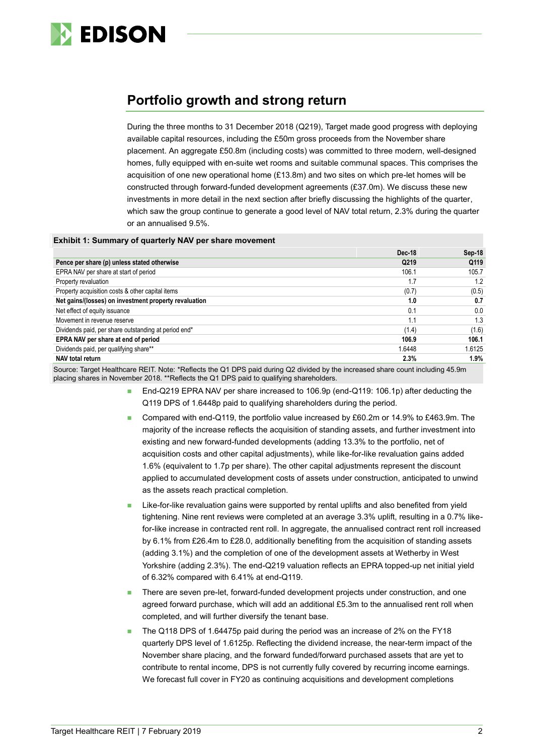## Portfolio growth and strong return

During the three months to 31 December 2018 (Q219), Target made good progress with deploying available capital resources, including the £50m gross proceeds from the November share placement. An aggregate £50.8m (including costs) was committed to three modern, well-designed homes, fully equipped with en-suite wet rooms and suitable communal spaces. This comprises the acquisition of one new operational home (£13.8m) and two sites on which pre-let homes will be constructed through forward-funded development agreements (£37.0m). We discuss these new investments in more detail in the next section after briefly discussing the highlights of the quarter, which saw the group continue to generate a good level of NAV total return, 2.3% during the quarter or an annualised 9.5%.

**Exhibit 1: Summary of quarterly NAV per share movement**

| | Dec-18 | Sep-18 |
|---|---|---|
| **Pence per share (p) unless stated otherwise** | **Q219** | **Q119** |
| EPRA NAV per share at start of period | 106.1 | 105.7 |
| Property revaluation | 1.7 | 1.2 |
| Property acquisition costs & other capital items | (0.7) | (0.5) |
| **Net gains/(losses) on investment property revaluation** | **1.0** | **0.7** |
| Net effect of equity issuance | 0.1 | 0.0 |
| Movement in revenue reserve | 1.1 | 1.3 |
| Dividends paid, per share outstanding at period end* | (1.4) | (1.6) |
| **EPRA NAV per share at end of period** | **106.9** | **106.1** |
| Dividends paid, per qualifying share** | 1.6448 | 1.6125 |
| **NAV total return** | **2.3%** | **1.9%** |

Source: Target Healthcare REIT. Note: *Reflects the Q1 DPS paid during Q2 divided by the increased share count including 45.9m placing shares in November 2018. **Reflects the Q1 DPS paid to qualifying shareholders.

- End-Q219 EPRA NAV per share increased to 106.9p (end-Q119: 106.1p) after deducting the Q119 DPS of 1.6448p paid to qualifying shareholders during the period.
- Compared with end-Q119, the portfolio value increased by £60.2m or 14.9% to £463.9m. The majority of the increase reflects the acquisition of standing assets, and further investment into existing and new forward-funded developments (adding 13.3% to the portfolio, net of acquisition costs and other capital adjustments), while like-for-like revaluation gains added 1.6% (equivalent to 1.7p per share). The other capital adjustments represent the discount applied to accumulated development costs of assets under construction, anticipated to unwind as the assets reach practical completion.
- Like-for-like revaluation gains were supported by rental uplifts and also benefited from yield tightening. Nine rent reviews were completed at an average 3.3% uplift, resulting in a 0.7% like-for-like increase in contracted rent roll. In aggregate, the annualised contract rent roll increased by 6.1% from £26.4m to £28.0, additionally benefiting from the acquisition of standing assets (adding 3.1%) and the completion of one of the development assets at Wetherby in West Yorkshire (adding 2.3%). The end-Q219 valuation reflects an EPRA topped-up net initial yield of 6.32% compared with 6.41% at end-Q119.
- There are seven pre-let, forward-funded development projects under construction, and one agreed forward purchase, which will add an additional £5.3m to the annualised rent roll when completed, and will further diversify the tenant base.
- The Q118 DPS of 1.64475p paid during the period was an increase of 2% on the FY18 quarterly DPS level of 1.6125p. Reflecting the dividend increase, the near-term impact of the November share placing, and the forward funded/forward purchased assets that are yet to contribute to rental income, DPS is not currently fully covered by recurring income earnings. We forecast full cover in FY20 as continuing acquisitions and development completions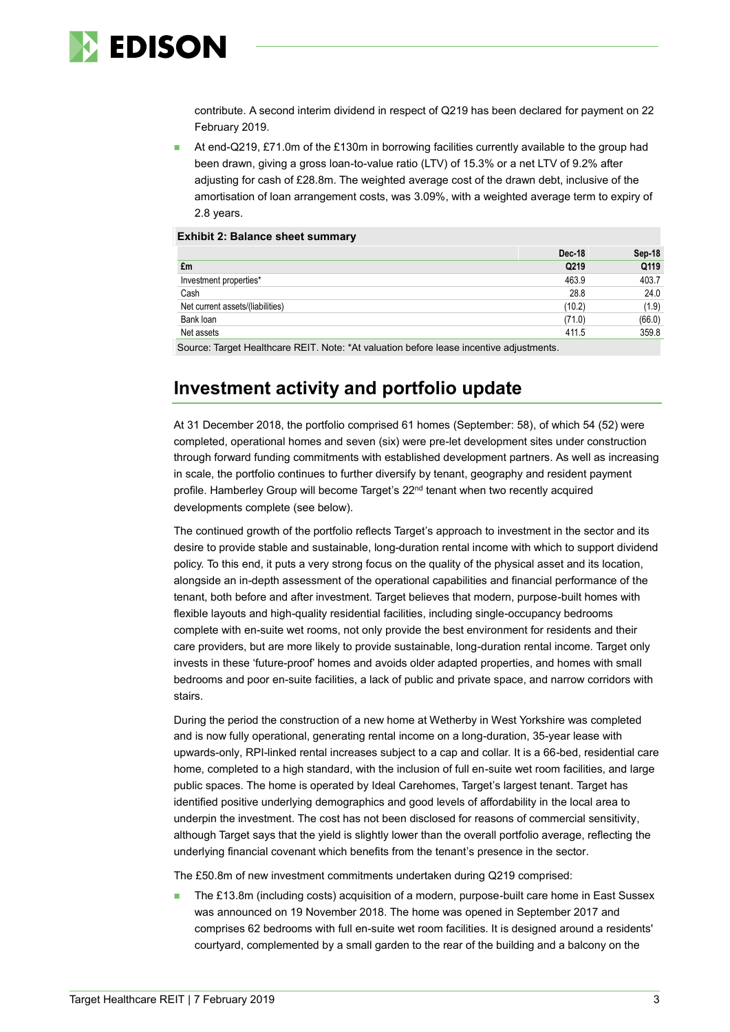contribute. A second interim dividend in respect of Q219 has been declared for payment on 22 February 2019.

- At end-Q219, £71.0m of the £130m in borrowing facilities currently available to the group had been drawn, giving a gross loan-to-value ratio (LTV) of 15.3% or a net LTV of 9.2% after adjusting for cash of £28.8m. The weighted average cost of the drawn debt, inclusive of the amortisation of loan arrangement costs, was 3.09%, with a weighted average term to expiry of 2.8 years.

**Exhibit 2: Balance sheet summary**

| | Dec-18 | Sep-18 |
|---|---|---|
| **£m** | **Q219** | **Q119** |
| Investment properties* | 463.9 | 403.7 |
| Cash | 28.8 | 24.0 |
| Net current assets/(liabilities) | (10.2) | (1.9) |
| Bank loan | (71.0) | (66.0) |
| Net assets | 411.5 | 359.8 |

Source: Target Healthcare REIT. Note: *At valuation before lease incentive adjustments.

## Investment activity and portfolio update

At 31 December 2018, the portfolio comprised 61 homes (September: 58), of which 54 (52) were completed, operational homes and seven (six) were pre-let development sites under construction through forward funding commitments with established development partners. As well as increasing in scale, the portfolio continues to further diversify by tenant, geography and resident payment profile. Hamberley Group will become Target's 22nd tenant when two recently acquired developments complete (see below).

The continued growth of the portfolio reflects Target's approach to investment in the sector and its desire to provide stable and sustainable, long-duration rental income with which to support dividend policy. To this end, it puts a very strong focus on the quality of the physical asset and its location, alongside an in-depth assessment of the operational capabilities and financial performance of the tenant, both before and after investment. Target believes that modern, purpose-built homes with flexible layouts and high-quality residential facilities, including single-occupancy bedrooms complete with en-suite wet rooms, not only provide the best environment for residents and their care providers, but are more likely to provide sustainable, long-duration rental income. Target only invests in these 'future-proof' homes and avoids older adapted properties, and homes with small bedrooms and poor en-suite facilities, a lack of public and private space, and narrow corridors with stairs.

During the period the construction of a new home at Wetherby in West Yorkshire was completed and is now fully operational, generating rental income on a long-duration, 35-year lease with upwards-only, RPI-linked rental increases subject to a cap and collar. It is a 66-bed, residential care home, completed to a high standard, with the inclusion of full en-suite wet room facilities, and large public spaces. The home is operated by Ideal Carehomes, Target's largest tenant. Target has identified positive underlying demographics and good levels of affordability in the local area to underpin the investment. The cost has not been disclosed for reasons of commercial sensitivity, although Target says that the yield is slightly lower than the overall portfolio average, reflecting the underlying financial covenant which benefits from the tenant's presence in the sector.

The £50.8m of new investment commitments undertaken during Q219 comprised:

- The £13.8m (including costs) acquisition of a modern, purpose-built care home in East Sussex was announced on 19 November 2018. The home was opened in September 2017 and comprises 62 bedrooms with full en-suite wet room facilities. It is designed around a residents' courtyard, complemented by a small garden to the rear of the building and a balcony on the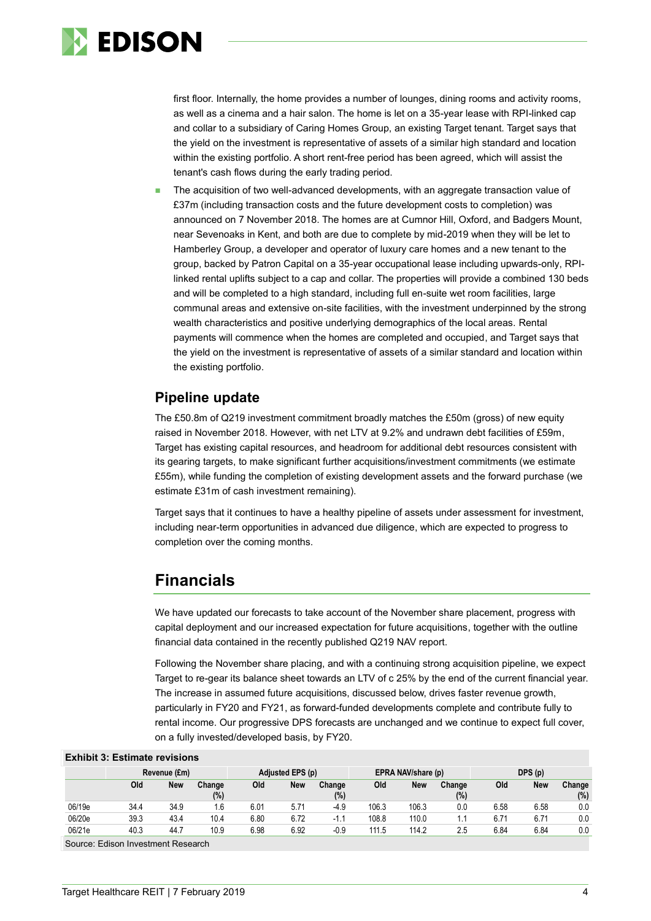first floor. Internally, the home provides a number of lounges, dining rooms and activity rooms, as well as a cinema and a hair salon. The home is let on a 35-year lease with RPI-linked cap and collar to a subsidiary of Caring Homes Group, an existing Target tenant. Target says that the yield on the investment is representative of assets of a similar high standard and location within the existing portfolio. A short rent-free period has been agreed, which will assist the tenant's cash flows during the early trading period.

- The acquisition of two well-advanced developments, with an aggregate transaction value of £37m (including transaction costs and the future development costs to completion) was announced on 7 November 2018. The homes are at Cumnor Hill, Oxford, and Badgers Mount, near Sevenoaks in Kent, and both are due to complete by mid-2019 when they will be let to Hamberley Group, a developer and operator of luxury care homes and a new tenant to the group, backed by Patron Capital on a 35-year occupational lease including upwards-only, RPI-linked rental uplifts subject to a cap and collar. The properties will provide a combined 130 beds and will be completed to a high standard, including full en-suite wet room facilities, large communal areas and extensive on-site facilities, with the investment underpinned by the strong wealth characteristics and positive underlying demographics of the local areas. Rental payments will commence when the homes are completed and occupied, and Target says that the yield on the investment is representative of assets of a similar standard and location within the existing portfolio.

### Pipeline update

The £50.8m of Q219 investment commitment broadly matches the £50m (gross) of new equity raised in November 2018. However, with net LTV at 9.2% and undrawn debt facilities of £59m, Target has existing capital resources, and headroom for additional debt resources consistent with its gearing targets, to make significant further acquisitions/investment commitments (we estimate £55m), while funding the completion of existing development assets and the forward purchase (we estimate £31m of cash investment remaining).

Target says that it continues to have a healthy pipeline of assets under assessment for investment, including near-term opportunities in advanced due diligence, which are expected to progress to completion over the coming months.

## Financials

We have updated our forecasts to take account of the November share placement, progress with capital deployment and our increased expectation for future acquisitions, together with the outline financial data contained in the recently published Q219 NAV report.

Following the November share placing, and with a continuing strong acquisition pipeline, we expect Target to re-gear its balance sheet towards an LTV of c 25% by the end of the current financial year. The increase in assumed future acquisitions, discussed below, drives faster revenue growth, particularly in FY20 and FY21, as forward-funded developments complete and contribute fully to rental income. Our progressive DPS forecasts are unchanged and we continue to expect full cover, on a fully invested/developed basis, by FY20.

**Exhibit 3: Estimate revisions**

| | Revenue (£m) | | | Adjusted EPS (p) | | | EPRA NAV/share (p) | | | DPS (p) | | |
|---|---|---|---|---|---|---|---|---|---|---|---|---|
| | Old | New | Change (%) | Old | New | Change (%) | Old | New | Change (%) | Old | New | Change (%) |
| 06/19e | 34.4 | 34.9 | 1.6 | 6.01 | 5.71 | -4.9 | 106.3 | 106.3 | 0.0 | 6.58 | 6.58 | 0.0 |
| 06/20e | 39.3 | 43.4 | 10.4 | 6.80 | 6.72 | -1.1 | 108.8 | 110.0 | 1.1 | 6.71 | 6.71 | 0.0 |
| 06/21e | 40.3 | 44.7 | 10.9 | 6.98 | 6.92 | -0.9 | 111.5 | 114.2 | 2.5 | 6.84 | 6.84 | 0.0 |

Source: Edison Investment Research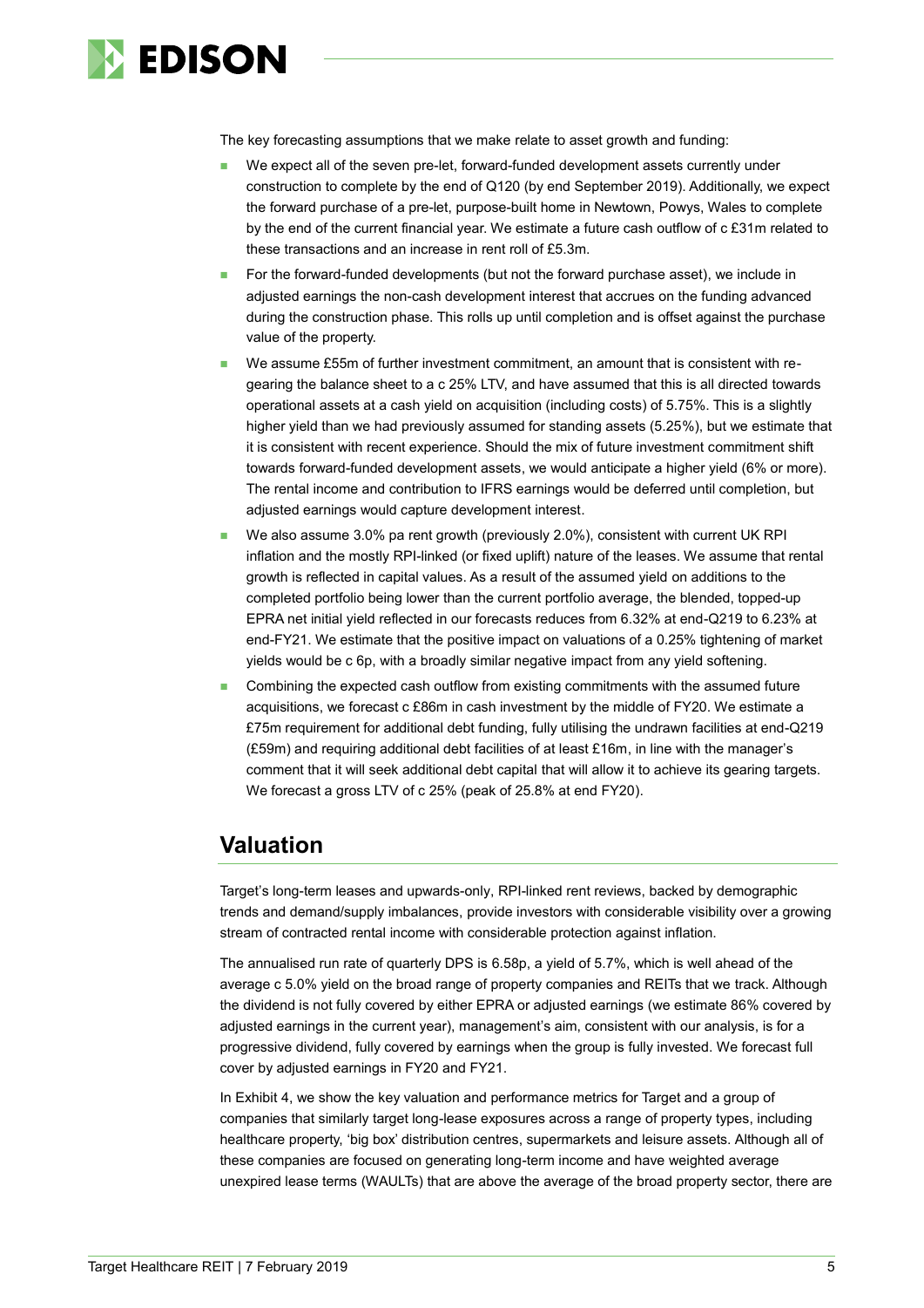The key forecasting assumptions that we make relate to asset growth and funding:

- We expect all of the seven pre-let, forward-funded development assets currently under construction to complete by the end of Q120 (by end September 2019). Additionally, we expect the forward purchase of a pre-let, purpose-built home in Newtown, Powys, Wales to complete by the end of the current financial year. We estimate a future cash outflow of c £31m related to these transactions and an increase in rent roll of £5.3m.
- For the forward-funded developments (but not the forward purchase asset), we include in adjusted earnings the non-cash development interest that accrues on the funding advanced during the construction phase. This rolls up until completion and is offset against the purchase value of the property.
- We assume £55m of further investment commitment, an amount that is consistent with re-gearing the balance sheet to a c 25% LTV, and have assumed that this is all directed towards operational assets at a cash yield on acquisition (including costs) of 5.75%. This is a slightly higher yield than we had previously assumed for standing assets (5.25%), but we estimate that it is consistent with recent experience. Should the mix of future investment commitment shift towards forward-funded development assets, we would anticipate a higher yield (6% or more). The rental income and contribution to IFRS earnings would be deferred until completion, but adjusted earnings would capture development interest.
- We also assume 3.0% pa rent growth (previously 2.0%), consistent with current UK RPI inflation and the mostly RPI-linked (or fixed uplift) nature of the leases. We assume that rental growth is reflected in capital values. As a result of the assumed yield on additions to the completed portfolio being lower than the current portfolio average, the blended, topped-up EPRA net initial yield reflected in our forecasts reduces from 6.32% at end-Q219 to 6.23% at end-FY21. We estimate that the positive impact on valuations of a 0.25% tightening of market yields would be c 6p, with a broadly similar negative impact from any yield softening.
- Combining the expected cash outflow from existing commitments with the assumed future acquisitions, we forecast c £86m in cash investment by the middle of FY20. We estimate a £75m requirement for additional debt funding, fully utilising the undrawn facilities at end-Q219 (£59m) and requiring additional debt facilities of at least £16m, in line with the manager's comment that it will seek additional debt capital that will allow it to achieve its gearing targets. We forecast a gross LTV of c 25% (peak of 25.8% at end FY20).

## Valuation

Target's long-term leases and upwards-only, RPI-linked rent reviews, backed by demographic trends and demand/supply imbalances, provide investors with considerable visibility over a growing stream of contracted rental income with considerable protection against inflation.

The annualised run rate of quarterly DPS is 6.58p, a yield of 5.7%, which is well ahead of the average c 5.0% yield on the broad range of property companies and REITs that we track. Although the dividend is not fully covered by either EPRA or adjusted earnings (we estimate 86% covered by adjusted earnings in the current year), management's aim, consistent with our analysis, is for a progressive dividend, fully covered by earnings when the group is fully invested. We forecast full cover by adjusted earnings in FY20 and FY21.

In Exhibit 4, we show the key valuation and performance metrics for Target and a group of companies that similarly target long-lease exposures across a range of property types, including healthcare property, 'big box' distribution centres, supermarkets and leisure assets. Although all of these companies are focused on generating long-term income and have weighted average unexpired lease terms (WAULTs) that are above the average of the broad property sector, there are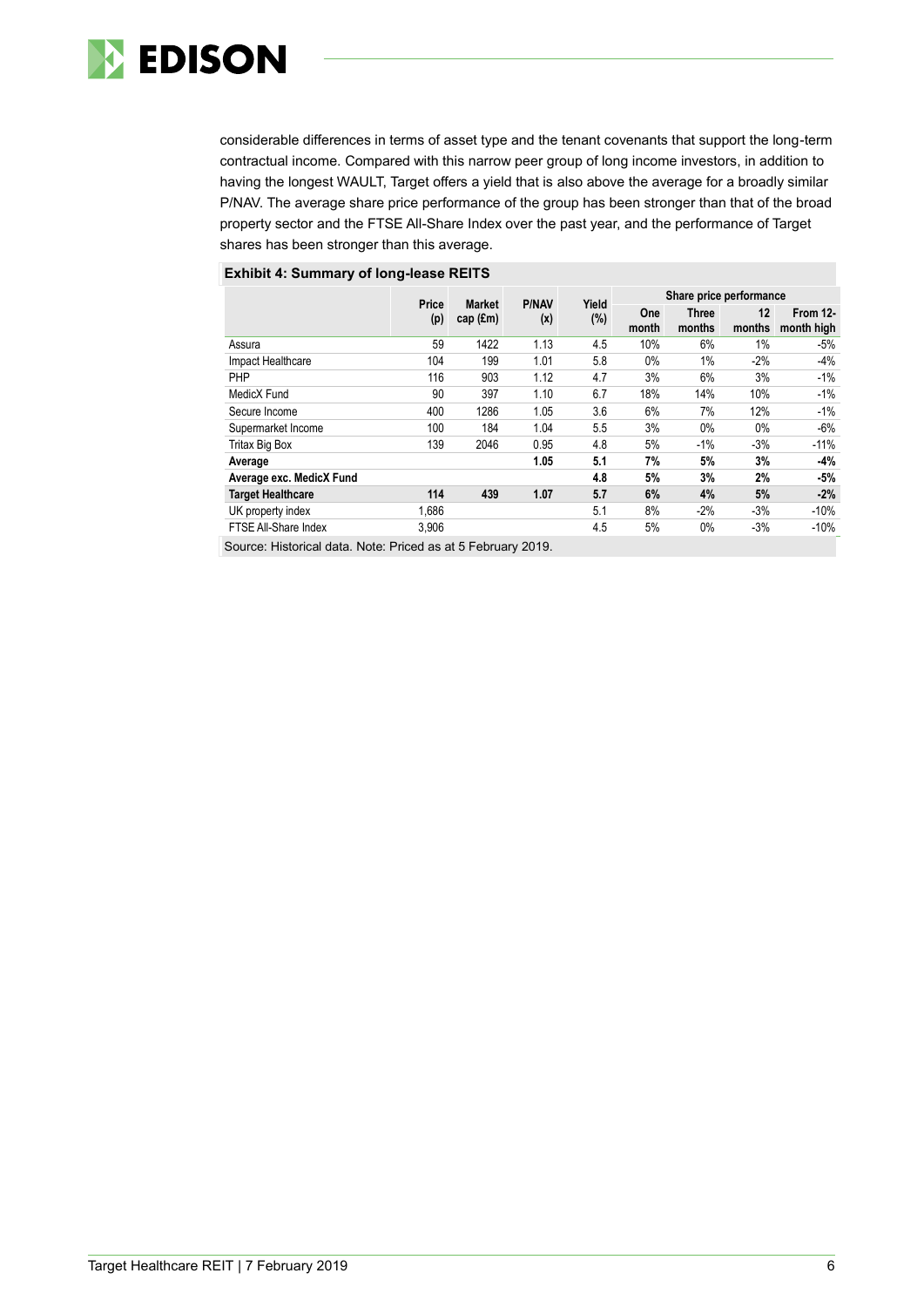considerable differences in terms of asset type and the tenant covenants that support the long-term contractual income. Compared with this narrow peer group of long income investors, in addition to having the longest WAULT, Target offers a yield that is also above the average for a broadly similar P/NAV. The average share price performance of the group has been stronger than that of the broad property sector and the FTSE All-Share Index over the past year, and the performance of Target shares has been stronger than this average.

**Exhibit 4: Summary of long-lease REITS**

| | Price (p) | Market cap (£m) | P/NAV (x) | Yield (%) | Share price performance | | | |
|---|---|---|---|---|---|---|---|---|
| | | | | | One month | Three months | 12 months | From 12-month high |
| Assura | 59 | 1422 | 1.13 | 4.5 | 10% | 6% | 1% | -5% |
| Impact Healthcare | 104 | 199 | 1.01 | 5.8 | 0% | 1% | -2% | -4% |
| PHP | 116 | 903 | 1.12 | 4.7 | 3% | 6% | 3% | -1% |
| MedicX Fund | 90 | 397 | 1.10 | 6.7 | 18% | 14% | 10% | -1% |
| Secure Income | 400 | 1286 | 1.05 | 3.6 | 6% | 7% | 12% | -1% |
| Supermarket Income | 100 | 184 | 1.04 | 5.5 | 3% | 0% | 0% | -6% |
| Tritax Big Box | 139 | 2046 | 0.95 | 4.8 | 5% | -1% | -3% | -11% |
| **Average** | | | **1.05** | **5.1** | **7%** | **5%** | **3%** | **-4%** |
| **Average exc. MedicX Fund** | | | | **4.8** | **5%** | **3%** | **2%** | **-5%** |
| **Target Healthcare** | **114** | **439** | **1.07** | **5.7** | **6%** | **4%** | **5%** | **-2%** |
| UK property index | 1,686 | | | 5.1 | 8% | -2% | -3% | -10% |
| FTSE All-Share Index | 3,906 | | | 4.5 | 5% | 0% | -3% | -10% |

Source: Historical data. Note: Priced as at 5 February 2019.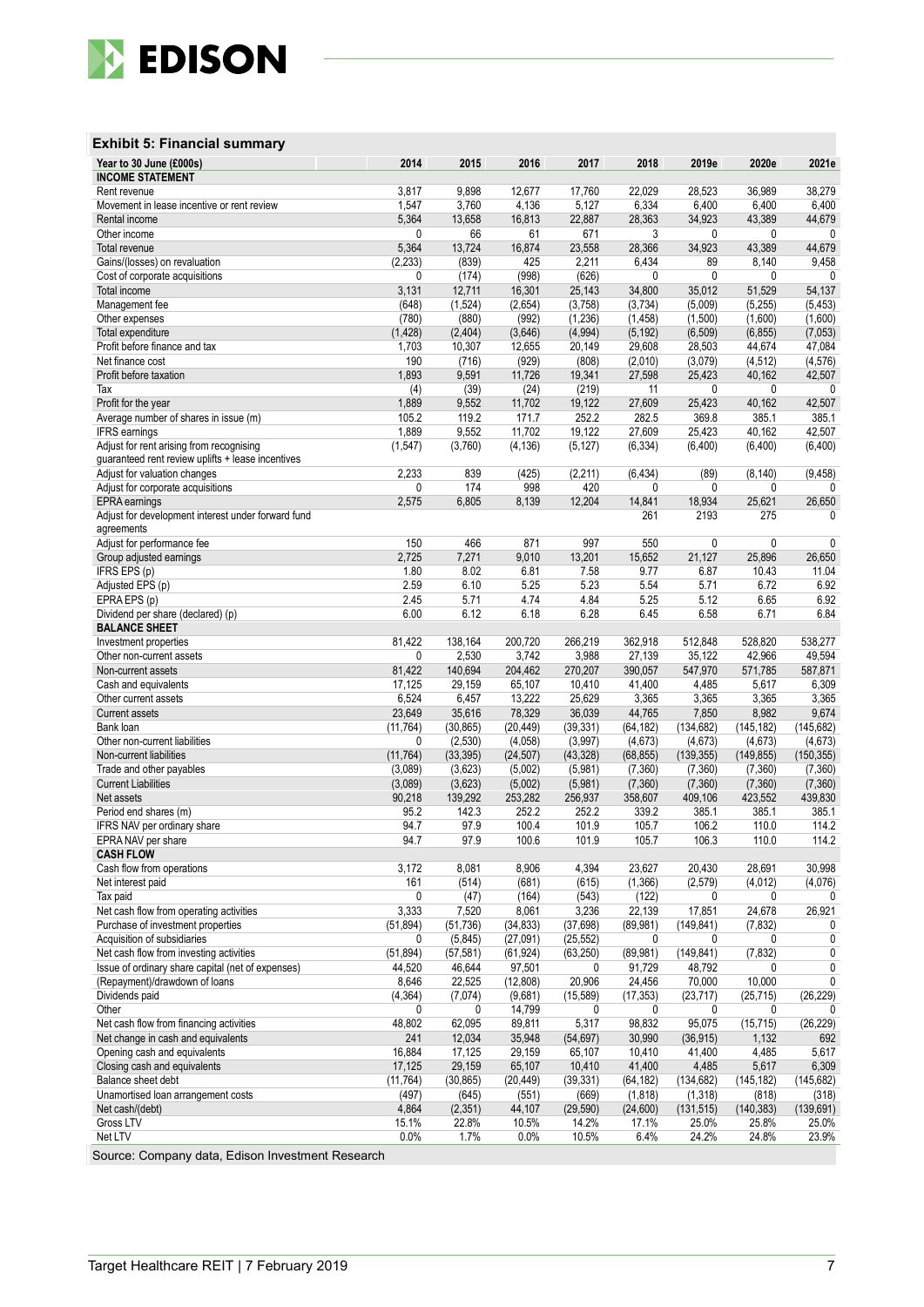### Exhibit 5: Financial summary

| Year to 30 June (£000s) | 2014 | 2015 | 2016 | 2017 | 2018 | 2019e | 2020e | 2021e |
|---|---|---|---|---|---|---|---|---|
| **INCOME STATEMENT** | | | | | | | | |
| Rent revenue | 3,817 | 9,898 | 12,677 | 17,760 | 22,029 | 28,523 | 36,989 | 38,279 |
| Movement in lease incentive or rent review | 1,547 | 3,760 | 4,136 | 5,127 | 6,334 | 6,400 | 6,400 | 6,400 |
| Rental income | 5,364 | 13,658 | 16,813 | 22,887 | 28,363 | 34,923 | 43,389 | 44,679 |
| Other income | 0 | 66 | 61 | 671 | 3 | 0 | 0 | 0 |
| Total revenue | 5,364 | 13,724 | 16,874 | 23,558 | 28,366 | 34,923 | 43,389 | 44,679 |
| Gains/(losses) on revaluation | (2,233) | (839) | 425 | 2,211 | 6,434 | 89 | 8,140 | 9,458 |
| Cost of corporate acquisitions | 0 | (174) | (998) | (626) | 0 | 0 | 0 | 0 |
| Total income | 3,131 | 12,711 | 16,301 | 25,143 | 34,800 | 35,012 | 51,529 | 54,137 |
| Management fee | (648) | (1,524) | (2,654) | (3,758) | (3,734) | (5,009) | (5,255) | (5,453) |
| Other expenses | (780) | (880) | (992) | (1,236) | (1,458) | (1,500) | (1,600) | (1,600) |
| Total expenditure | (1,428) | (2,404) | (3,646) | (4,994) | (5,192) | (6,509) | (6,855) | (7,053) |
| Profit before finance and tax | 1,703 | 10,307 | 12,655 | 20,149 | 29,608 | 28,503 | 44,674 | 47,084 |
| Net finance cost | 190 | (716) | (929) | (808) | (2,010) | (3,079) | (4,512) | (4,576) |
| Profit before taxation | 1,893 | 9,591 | 11,726 | 19,341 | 27,598 | 25,423 | 40,162 | 42,507 |
| Tax | (4) | (39) | (24) | (219) | 11 | 0 | 0 | 0 |
| Profit for the year | 1,889 | 9,552 | 11,702 | 19,122 | 27,609 | 25,423 | 40,162 | 42,507 |
| Average number of shares in issue (m) | 105.2 | 119.2 | 171.7 | 252.2 | 282.5 | 369.8 | 385.1 | 385.1 |
| IFRS earnings | 1,889 | 9,552 | 11,702 | 19,122 | 27,609 | 25,423 | 40,162 | 42,507 |
| Adjust for rent arising from recognising guaranteed rent review uplifts + lease incentives | (1,547) | (3,760) | (4,136) | (5,127) | (6,334) | (6,400) | (6,400) | (6,400) |
| Adjust for valuation changes | 2,233 | 839 | (425) | (2,211) | (6,434) | (89) | (8,140) | (9,458) |
| Adjust for corporate acquisitions | 0 | 174 | 998 | 420 | 0 | 0 | 0 | 0 |
| EPRA earnings | 2,575 | 6,805 | 8,139 | 12,204 | 14,841 | 18,934 | 25,621 | 26,650 |
| Adjust for development interest under forward fund agreements | | | | | 261 | 2193 | 275 | 0 |
| Adjust for performance fee | 150 | 466 | 871 | 997 | 550 | 0 | 0 | 0 |
| Group adjusted earnings | 2,725 | 7,271 | 9,010 | 13,201 | 15,652 | 21,127 | 25,896 | 26,650 |
| IFRS EPS (p) | 1.80 | 8.02 | 6.81 | 7.58 | 9.77 | 6.87 | 10.43 | 11.04 |
| Adjusted EPS (p) | 2.59 | 6.10 | 5.25 | 5.23 | 5.54 | 5.71 | 6.72 | 6.92 |
| EPRA EPS (p) | 2.45 | 5.71 | 4.74 | 4.84 | 5.25 | 5.12 | 6.65 | 6.92 |
| Dividend per share (declared) (p) | 6.00 | 6.12 | 6.18 | 6.28 | 6.45 | 6.58 | 6.71 | 6.84 |
| **BALANCE SHEET** | | | | | | | | |
| Investment properties | 81,422 | 138,164 | 200,720 | 266,219 | 362,918 | 512,848 | 528,820 | 538,277 |
| Other non-current assets | 0 | 2,530 | 3,742 | 3,988 | 27,139 | 35,122 | 42,966 | 49,594 |
| Non-current assets | 81,422 | 140,694 | 204,462 | 270,207 | 390,057 | 547,970 | 571,785 | 587,871 |
| Cash and equivalents | 17,125 | 29,159 | 65,107 | 10,410 | 41,400 | 4,485 | 5,617 | 6,309 |
| Other current assets | 6,524 | 6,457 | 13,222 | 25,629 | 3,365 | 3,365 | 3,365 | 3,365 |
| Current assets | 23,649 | 35,616 | 78,329 | 36,039 | 44,765 | 7,850 | 8,982 | 9,674 |
| Bank loan | (11,764) | (30,865) | (20,449) | (39,331) | (64,182) | (134,682) | (145,182) | (145,682) |
| Other non-current liabilities | 0 | (2,530) | (4,058) | (3,997) | (4,673) | (4,673) | (4,673) | (4,673) |
| Non-current liabilities | (11,764) | (33,395) | (24,507) | (43,328) | (68,855) | (139,355) | (149,855) | (150,355) |
| Trade and other payables | (3,089) | (3,623) | (5,002) | (5,981) | (7,360) | (7,360) | (7,360) | (7,360) |
| Current Liabilities | (3,089) | (3,623) | (5,002) | (5,981) | (7,360) | (7,360) | (7,360) | (7,360) |
| Net assets | 90,218 | 139,292 | 253,282 | 256,937 | 358,607 | 409,106 | 423,552 | 439,830 |
| Period end shares (m) | 95.2 | 142.3 | 252.2 | 252.2 | 339.2 | 385.1 | 385.1 | 385.1 |
| IFRS NAV per ordinary share | 94.7 | 97.9 | 100.4 | 101.9 | 105.7 | 106.2 | 110.0 | 114.2 |
| EPRA NAV per share | 94.7 | 97.9 | 100.6 | 101.9 | 105.7 | 106.3 | 110.0 | 114.2 |
| **CASH FLOW** | | | | | | | | |
| Cash flow from operations | 3,172 | 8,081 | 8,906 | 4,394 | 23,627 | 20,430 | 28,691 | 30,998 |
| Net interest paid | 161 | (514) | (681) | (615) | (1,366) | (2,579) | (4,012) | (4,076) |
| Tax paid | 0 | (47) | (164) | (543) | (122) | 0 | 0 | 0 |
| Net cash flow from operating activities | 3,333 | 7,520 | 8,061 | 3,236 | 22,139 | 17,851 | 24,678 | 26,921 |
| Purchase of investment properties | (51,894) | (51,736) | (34,833) | (37,698) | (89,981) | (149,841) | (7,832) | 0 |
| Acquisition of subsidiaries | 0 | (5,845) | (27,091) | (25,552) | 0 | 0 | 0 | 0 |
| Net cash flow from investing activities | (51,894) | (57,581) | (61,924) | (63,250) | (89,981) | (149,841) | (7,832) | 0 |
| Issue of ordinary share capital (net of expenses) | 44,520 | 46,644 | 97,501 | 0 | 91,729 | 48,792 | 0 | 0 |
| (Repayment)/drawdown of loans | 8,646 | 22,525 | (12,808) | 20,906 | 24,456 | 70,000 | 10,000 | 0 |
| Dividends paid | (4,364) | (7,074) | (9,681) | (15,589) | (17,353) | (23,717) | (25,715) | (26,229) |
| Other | 0 | 0 | 14,799 | 0 | 0 | 0 | 0 | 0 |
| Net cash flow from financing activities | 48,802 | 62,095 | 89,811 | 5,317 | 98,832 | 95,075 | (15,715) | (26,229) |
| Net change in cash and equivalents | 241 | 12,034 | 35,948 | (54,697) | 30,990 | (36,915) | 1,132 | 692 |
| Opening cash and equivalents | 16,884 | 17,125 | 29,159 | 65,107 | 10,410 | 41,400 | 4,485 | 5,617 |
| Closing cash and equivalents | 17,125 | 29,159 | 65,107 | 10,410 | 41,400 | 4,485 | 5,617 | 6,309 |
| Balance sheet debt | (11,764) | (30,865) | (20,449) | (39,331) | (64,182) | (134,682) | (145,182) | (145,682) |
| Unamortised loan arrangement costs | (497) | (645) | (551) | (669) | (1,818) | (1,318) | (818) | (318) |
| Net cash/(debt) | 4,864 | (2,351) | 44,107 | (29,590) | (24,600) | (131,515) | (140,383) | (139,691) |
| Gross LTV | 15.1% | 22.8% | 10.5% | 14.2% | 17.1% | 25.0% | 25.8% | 25.0% |
| Net LTV | 0.0% | 1.7% | 0.0% | 10.5% | 6.4% | 24.2% | 24.8% | 23.9% |

Source: Company data, Edison Investment Research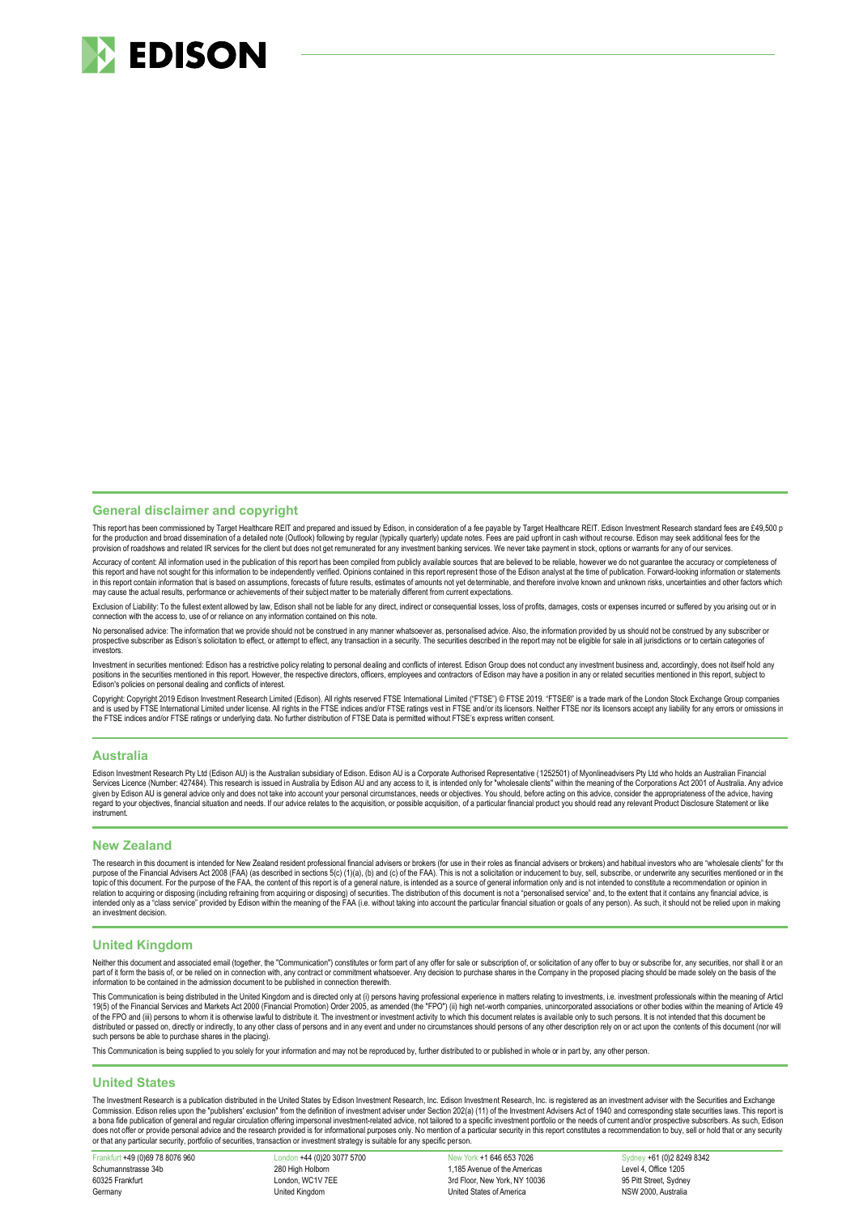## General disclaimer and copyright

This report has been commissioned by Target Healthcare REIT and prepared and issued by Edison, in consideration of a fee payable by Target Healthcare REIT. Edison Investment Research standard fees are £49,500 p for the production and broad dissemination of a detailed note (Outlook) followed by regular (typically quarterly) update notes. Fees are paid upfront in cash without recourse. Edison may seek additional fees for the provision of roadshows and related IR services for the client but does not get remunerated for any investment banking services. We never take payment in stock, options or warrants for any of our services.

Accuracy of content: All information used in the publication of this report has been compiled from publicly available sources that are believed to be reliable, however we do not guarantee the accuracy or completeness of this report and have not sought for this information to be independently verified. Opinions contained in this report represent those of the Edison analyst at the time of publication. Forward-looking information or statements in this report contain information that is based on assumptions, forecasts of future results, estimates of amounts not yet determinable, and therefore involve known and unknown risks, uncertainties and other factors which may cause the actual results, performance or achievements of their subject matter to be materially different from current expectations.

Exclusion of Liability: To the fullest extent allowed by law, Edison shall not be liable for any direct, indirect or consequential losses, loss of profits, damages, costs or expenses incurred or suffered by you arising out or in connection with the access to, use of or reliance on any information contained on this note.

No personalised advice: The information that we provide should not be construed in any manner whatsoever as, personalised advice. Also, the information provided by us should not be construed by any subscriber or prospective subscriber as Edison's solicitation to effect, or attempt to effect, any transaction in a security. The securities described in the report may not be eligible for sale in all jurisdictions or to certain categories of investors.

Investment in securities mentioned: Edison has a restrictive policy relating to personal dealing and conflicts of interest. Edison Group does not conduct any investment business and, accordingly, does not itself hold any positions in the securities mentioned in this report. However, the respective directors, officers, employees and contractors of Edison may have a position in any or related securities mentioned in this report, subject to Edison's policies on personal dealing and conflicts of interest.

Copyright: Copyright 2019 Edison Investment Research Limited (Edison). All rights reserved FTSE International Limited ("FTSE") © FTSE 2019. "FTSE®" is a trade mark of the London Stock Exchange Group companies and is used by FTSE International Limited under license. All rights in the FTSE indices and/or FTSE ratings vest in FTSE and/or its licensors. Neither FTSE nor its licensors accept any liability for any errors or omissions in the FTSE indices and/or FTSE ratings or underlying data. No further distribution of FTSE Data is permitted without FTSE's express written consent.

## Australia

Edison Investment Research Pty Ltd (Edison AU) is the Australian subsidiary of Edison. Edison AU is a Corporate Authorised Representative (1252501) of Myonlineadvisers Pty Ltd who holds an Australian Financial Services Licence (Number: 427484). This research is issued in Australia by Edison AU and any access to it, is intended only for "wholesale clients" within the meaning of the Corporations Act 2001 of Australia. Any advice given by Edison AU is general advice only and does not take into account your personal circumstances, needs or objectives. You should, before acting on this advice, consider the appropriateness of the advice, having regard to your objectives, financial situation and needs. If our advice relates to the acquisition, or possible acquisition, of a particular financial product you should read any relevant Product Disclosure Statement or like instrument.

## New Zealand

The research in this document is intended for New Zealand resident professional financial advisers or brokers (for use in their roles as financial advisers or brokers) and habitual investors who are "wholesale clients" for the purpose of the Financial Advisers Act 2008 (FAA) (as described in sections 5(c) (1)(a), (b) and (c) of the FAA). This is not a solicitation or inducement to buy, sell, subscribe, or underwrite any securities mentioned or in the topic of this document. For the purpose of the FAA, the content of this report is of a general nature, is intended as a source of general information only and is not intended to constitute a recommendation or opinion in relation to acquiring or disposing (including refraining from acquiring or disposing) of securities. The distribution of this document is not a "personalised service" and, to the extent that it contains any financial advice, is intended only as a "class service" provided by Edison within the meaning of the FAA (i.e. without taking into account the particular financial situation or goals of any person). As such, it should not be relied upon in making an investment decision.

## United Kingdom

Neither this document and associated email (together, the "Communication") constitutes or form part of any offer for sale or subscription of, or solicitation of any offer to buy or subscribe for, any securities, nor shall it or an part of it form the basis of, or be relied on in connection with, any contract or commitment whatsoever. Any decision to purchase shares in the Company in the proposed placing should be made solely on the basis of the information to be contained in the admission document to be published in connection therewith.

This Communication is being distributed in the United Kingdom and is directed only at (i) persons having professional experience in matters relating to investments, i.e. investment professionals within the meaning of Articl 19(5) of the Financial Services and Markets Act 2000 (Financial Promotion) Order 2005, as amended (the "FPO") (ii) high net-worth companies, unincorporated associations or other bodies within the meaning of Article 49 of the FPO and (iii) persons to whom it is otherwise lawful to distribute it. The investment or investment activity to which this document relates is available only to such persons. It is not intended that this document be distributed or passed on, directly or indirectly, to any other class of persons and in any event and under no circumstances should persons of any other description rely on or act upon the contents of this document (nor will such persons be able to purchase shares in the placing).

This Communication is being supplied to you solely for your information and may not be reproduced by, further distributed to or published in whole or in part by, any other person.

## United States

The Investment Research is a publication distributed in the United States by Edison Investment Research, Inc. Edison Investment Research, Inc. is registered as an investment adviser with the Securities and Exchange Commission. Edison relies upon the "publishers' exclusion" from the definition of investment adviser under Section 202(a) (11) of the Investment Advisers Act of 1940 and corresponding state securities laws. This report is a bona fide publication of general and regular circulation offering impersonal investment-related advice, not tailored to a specific investment portfolio or the needs of current and/or prospective subscribers. As such, Edison does not offer or provide personal advice and the research provided is for informational purposes only. No mention of a particular security in this report constitutes a recommendation to buy, sell or hold that or any security or that any particular security, portfolio of securities, transaction or investment strategy is suitable for any specific person.

Frankfurt +49 (0)69 78 8076 960
Schumannstrasse 34b
60325 Frankfurt
Germany

London +44 (0)20 3077 5700
280 High Holborn
London, WC1V 7EE
United Kingdom

New York +1 646 653 7026
1,185 Avenue of the Americas
3rd Floor, New York, NY 10036
United States of America

Sydney +61 (0)2 8249 8342
Level 4, Office 1205
95 Pitt Street, Sydney
NSW 2000, Australia